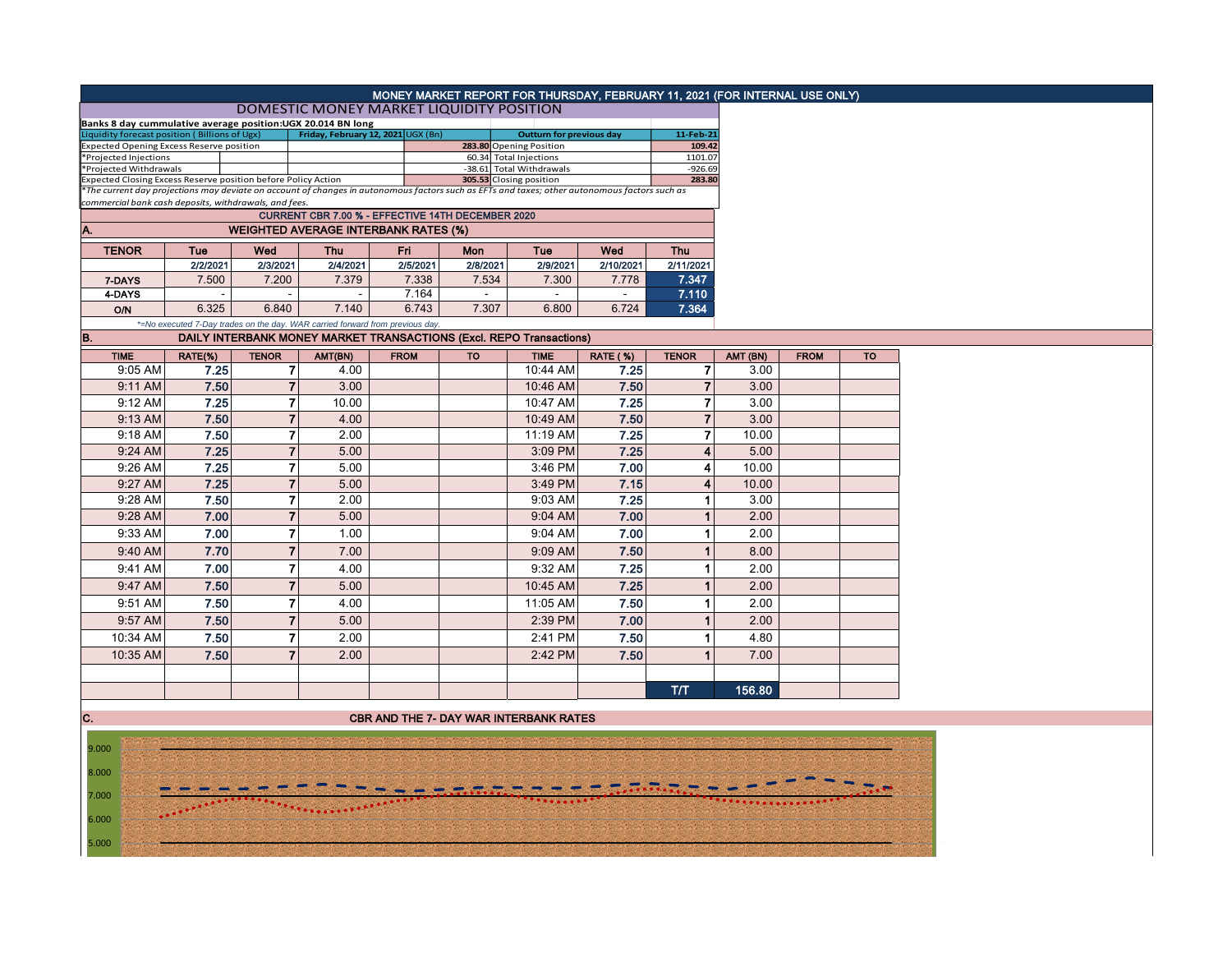# MONEY MARKET REPORT FOR THURSDAY, FEBRUARY 11, 2021 (FOR INTERNAL USE ONLY)

## DOMESTIC MONEY MARKET LIQUIDITY POSITION

**Banks 8 day cummulative average position:UGX 20.014 BN long**

| Liquidity forecast position ( Billions of Ugx) | Friday, February 12, 2021 UGX (Bn) | Outturn for previous day | 11-Feb-21 |
|---|---|---|---|
| Expected Opening Excess Reserve position | 283.80 | Opening Position | 109.42 |
| *Projected Injections | 60.34 | Total Injections | 1101.07 |
| *Projected Withdrawals | -38.61 | Total Withdrawals | -926.69 |
| Expected Closing Excess Reserve position before Policy Action | 305.53 | Closing position | 283.80 |

*The current day projections may deviate on account of changes in autonomous factors such as EFTs and taxes; other autonomous factors such as commercial bank cash deposits, withdrawals, and fees.*

**CURRENT CBR 7.00 % - EFFECTIVE 14TH DECEMBER 2020**

### A. WEIGHTED AVERAGE INTERBANK RATES (%)

| TENOR | Tue | Wed | Thu | Fri | Mon | Tue | Wed | Thu |
|---|---|---|---|---|---|---|---|---|
| | 2/2/2021 | 2/3/2021 | 2/4/2021 | 2/5/2021 | 2/8/2021 | 2/9/2021 | 2/10/2021 | 2/11/2021 |
| 7-DAYS | 7.500 | 7.200 | 7.379 | 7.338 | 7.534 | 7.300 | 7.778 | 7.347 |
| 4-DAYS | - | - | - | 7.164 | - | - | - | 7.110 |
| O/N | 6.325 | 6.840 | 7.140 | 6.743 | 7.307 | 6.800 | 6.724 | 7.364 |

*=No executed 7-Day trades on the day. WAR carried forward from previous day.

### B. DAILY INTERBANK MONEY MARKET TRANSACTIONS (Excl. REPO Transactions)

| TIME | RATE(%) | TENOR | AMT(BN) | FROM | TO | TIME | RATE ( %) | TENOR | AMT (BN) | FROM | TO |
|---|---|---|---|---|---|---|---|---|---|---|---|
| 9:05 AM | 7.25 | 7 | 4.00 | | | 10:44 AM | 7.25 | 7 | 3.00 | | |
| 9:11 AM | 7.50 | 7 | 3.00 | | | 10:46 AM | 7.50 | 7 | 3.00 | | |
| 9:12 AM | 7.25 | 7 | 10.00 | | | 10:47 AM | 7.25 | 7 | 3.00 | | |
| 9:13 AM | 7.50 | 7 | 4.00 | | | 10:49 AM | 7.50 | 7 | 3.00 | | |
| 9:18 AM | 7.50 | 7 | 2.00 | | | 11:19 AM | 7.25 | 7 | 10.00 | | |
| 9:24 AM | 7.25 | 7 | 5.00 | | | 3:09 PM | 7.25 | 4 | 5.00 | | |
| 9:26 AM | 7.25 | 7 | 5.00 | | | 3:46 PM | 7.00 | 4 | 10.00 | | |
| 9:27 AM | 7.25 | 7 | 5.00 | | | 3:49 PM | 7.15 | 4 | 10.00 | | |
| 9:28 AM | 7.50 | 7 | 2.00 | | | 9:03 AM | 7.25 | 1 | 3.00 | | |
| 9:28 AM | 7.00 | 7 | 5.00 | | | 9:04 AM | 7.00 | 1 | 2.00 | | |
| 9:33 AM | 7.00 | 7 | 1.00 | | | 9:04 AM | 7.00 | 1 | 2.00 | | |
| 9:40 AM | 7.70 | 7 | 7.00 | | | 9:09 AM | 7.50 | 1 | 8.00 | | |
| 9:41 AM | 7.00 | 7 | 4.00 | | | 9:32 AM | 7.25 | 1 | 2.00 | | |
| 9:47 AM | 7.50 | 7 | 5.00 | | | 10:45 AM | 7.25 | 1 | 2.00 | | |
| 9:51 AM | 7.50 | 7 | 4.00 | | | 11:05 AM | 7.50 | 1 | 2.00 | | |
| 9:57 AM | 7.50 | 7 | 5.00 | | | 2:39 PM | 7.00 | 1 | 2.00 | | |
| 10:34 AM | 7.50 | 7 | 2.00 | | | 2:41 PM | 7.50 | 1 | 4.80 | | |
| 10:35 AM | 7.50 | 7 | 2.00 | | | 2:42 PM | 7.50 | 1 | 7.00 | | |
| | | | | | | | | | | | |
| | | | | | | | | T/T | 156.80 | | |

### C. CBR AND THE 7- DAY WAR INTERBANK RATES

9.000
8.000
7.000
6.000
5.000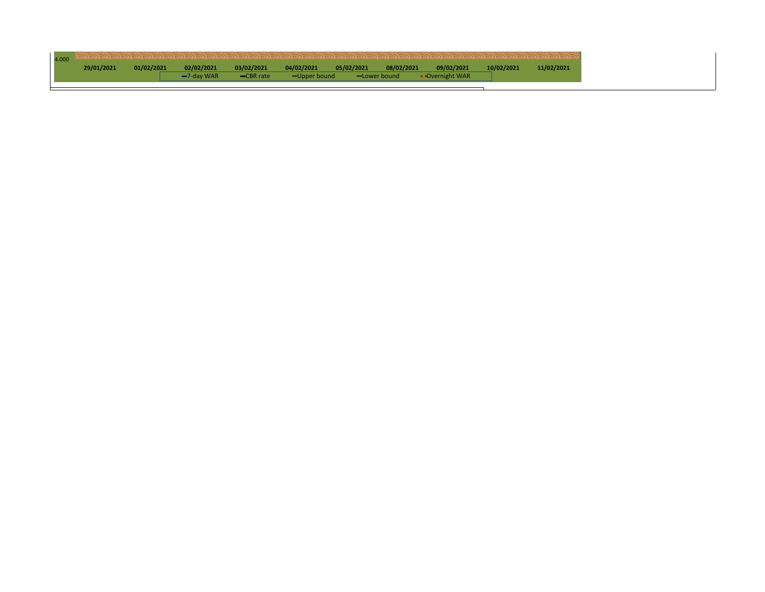4.000

29/01/2021
01/02/2021
02/02/2021
03/02/2021
04/02/2021
05/02/2021
08/02/2021
09/02/2021
10/02/2021
11/02/2021

7-day WAR
CBR rate
Upper bound
Lower bound
Overnight WAR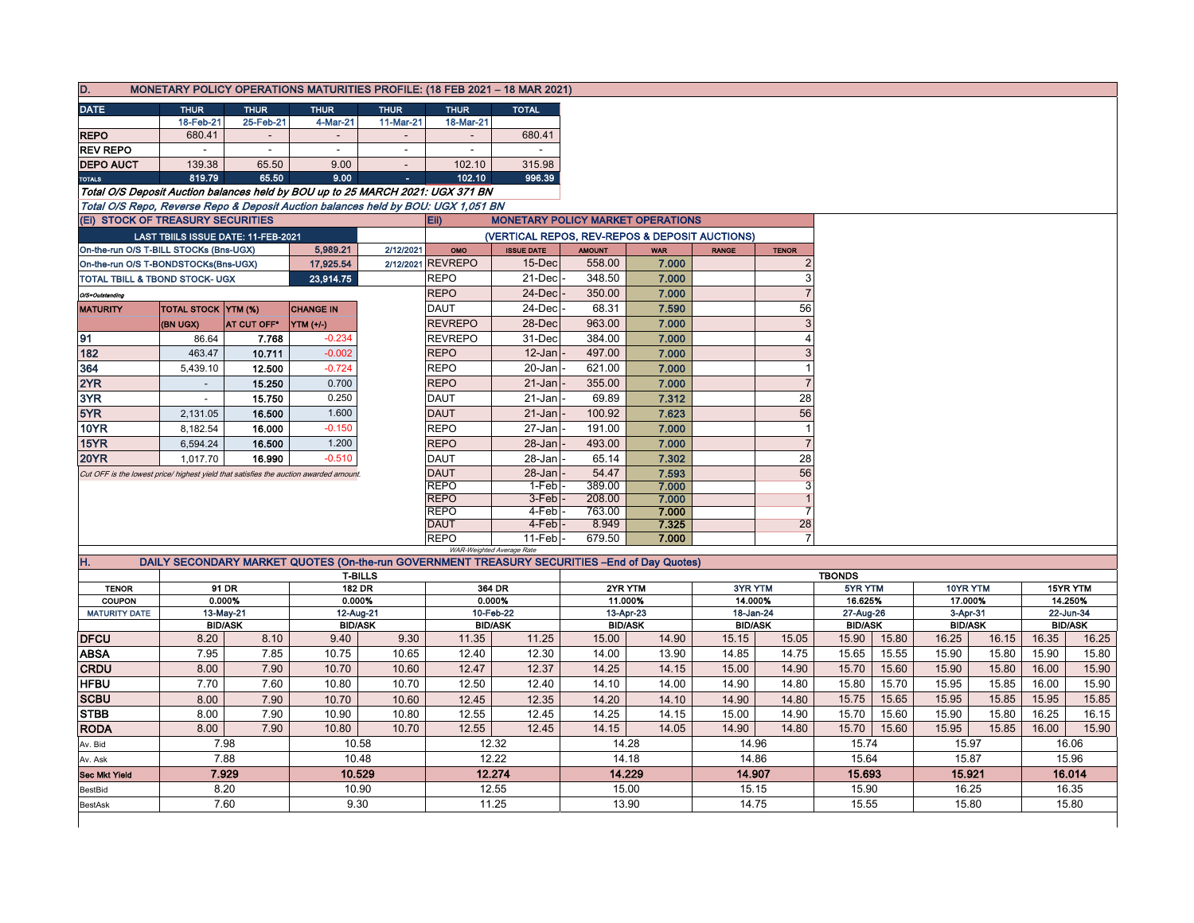## D. MONETARY POLICY OPERATIONS MATURITIES PROFILE: (18 FEB 2021 – 18 MAR 2021)

| DATE | THUR | THUR | THUR | THUR | THUR | TOTAL |
|---|---|---|---|---|---|---|
| | 18-Feb-21 | 25-Feb-21 | 4-Mar-21 | 11-Mar-21 | 18-Mar-21 | |
| REPO | 680.41 | - | - | - | - | 680.41 |
| REV REPO | - | - | - | - | - | - |
| DEPO AUCT | 139.38 | 65.50 | 9.00 | - | 102.10 | 315.98 |
| TOTALS | 819.79 | 65.50 | 9.00 | - | 102.10 | 996.39 |

*Total O/S Deposit Auction balances held by BOU up to 25 MARCH 2021: UGX 371 BN*

*Total O/S Repo, Reverse Repo & Deposit Auction balances held by BOU: UGX 1,051 BN*

## (Ei) STOCK OF TREASURY SECURITIES

| LAST TBILLS ISSUE DATE: 11-FEB-2021 | | |
|---|---|---|
| On-the-run O/S T-BILL STOCKs (Bns-UGX) | 5,989.21 | 2/12/2021 |
| On-the-run O/S T-BONDSTOCKs(Bns-UGX) | 17,925.54 | 2/12/2021 |
| TOTAL TBILL & TBOND STOCK- UGX | 23,914.75 | |

O/S=Outstanding

| MATURITY | TOTAL STOCK (BN UGX) | YTM (%) AT CUT OFF* | CHANGE IN YTM (+/-) |
|---|---|---|---|
| 91 | 86.64 | 7.768 | -0.234 |
| 182 | 463.47 | 10.711 | -0.002 |
| 364 | 5,439.10 | 12.500 | -0.724 |
| 2YR | - | 15.250 | 0.700 |
| 3YR | - | 15.750 | 0.250 |
| 5YR | 2,131.05 | 16.500 | 1.600 |
| 10YR | 8,182.54 | 16.000 | -0.150 |
| 15YR | 6,594.24 | 16.500 | 1.200 |
| 20YR | 1,017.70 | 16.990 | -0.510 |

*Cut OFF is the lowest price/ highest yield that satisfies the auction awarded amount.*

## Eii) MONETARY POLICY MARKET OPERATIONS

(VERTICAL REPOS, REV-REPOS & DEPOSIT AUCTIONS)

| OMO | ISSUE DATE | AMOUNT | WAR | RANGE | TENOR |
|---|---|---|---|---|---|
| REVREPO | 15-Dec | 558.00 | 7.000 | | 2 |
| REPO | 21-Dec | 348.50 | 7.000 | | 3 |
| REPO | 24-Dec | 350.00 | 7.000 | | 7 |
| DAUT | 24-Dec | 68.31 | 7.590 | | 56 |
| REVREPO | 28-Dec | 963.00 | 7.000 | | 3 |
| REVREPO | 31-Dec | 384.00 | 7.000 | | 4 |
| REPO | 12-Jan | 497.00 | 7.000 | | 3 |
| REPO | 20-Jan | 621.00 | 7.000 | | 1 |
| REPO | 21-Jan | 355.00 | 7.000 | | 7 |
| DAUT | 21-Jan | 69.89 | 7.312 | | 28 |
| DAUT | 21-Jan | 100.92 | 7.623 | | 56 |
| REPO | 27-Jan | 191.00 | 7.000 | | 1 |
| REPO | 28-Jan | 493.00 | 7.000 | | 7 |
| DAUT | 28-Jan | 65.14 | 7.302 | | 28 |
| DAUT | 28-Jan | 54.47 | 7.593 | | 56 |
| REPO | 1-Feb | 389.00 | 7.000 | | 3 |
| REPO | 3-Feb | 208.00 | 7.000 | | 1 |
| REPO | 4-Feb | 763.00 | 7.000 | | 7 |
| DAUT | 4-Feb | 8.949 | 7.325 | | 28 |
| REPO | 11-Feb | 679.50 | 7.000 | | 7 |

WAR-Weighted Average Rate

## H. DAILY SECONDARY MARKET QUOTES (On-the-run GOVERNMENT TREASURY SECURITIES –End of Day Quotes)

| | T-BILLS | | | | | | TBONDS | | | | | | | | | |
|---|---|---|---|---|---|---|---|---|---|---|---|---|---|---|---|---|
| TENOR | 91 DR | | 182 DR | | 364 DR | | 2YR YTM | | 3YR YTM | | 5YR YTM | | 10YR YTM | | 15YR YTM | |
| COUPON | 0.000% | | 0.000% | | 0.000% | | 11.000% | | 14.000% | | 16.625% | | 17.000% | | 14.250% | |
| MATURITY DATE | 13-May-21 | | 12-Aug-21 | | 10-Feb-22 | | 13-Apr-23 | | 18-Jan-24 | | 27-Aug-26 | | 3-Apr-31 | | 22-Jun-34 | |
| | BID/ASK | | BID/ASK | | BID/ASK | | BID/ASK | | BID/ASK | | BID/ASK | | BID/ASK | | BID/ASK | |
| DFCU | 8.20 | 8.10 | 9.40 | 9.30 | 11.35 | 11.25 | 15.00 | 14.90 | 15.15 | 15.05 | 15.90 | 15.80 | 16.25 | 16.15 | 16.35 | 16.25 |
| ABSA | 7.95 | 7.85 | 10.75 | 10.65 | 12.40 | 12.30 | 14.00 | 13.90 | 14.85 | 14.75 | 15.65 | 15.55 | 15.90 | 15.80 | 15.90 | 15.80 |
| CRDU | 8.00 | 7.90 | 10.70 | 10.60 | 12.47 | 12.37 | 14.25 | 14.15 | 15.00 | 14.90 | 15.70 | 15.60 | 15.90 | 15.80 | 16.00 | 15.90 |
| HFBU | 7.70 | 7.60 | 10.80 | 10.70 | 12.50 | 12.40 | 14.10 | 14.00 | 14.90 | 14.80 | 15.80 | 15.70 | 15.95 | 15.85 | 16.00 | 15.90 |
| SCBU | 8.00 | 7.90 | 10.70 | 10.60 | 12.45 | 12.35 | 14.20 | 14.10 | 14.90 | 14.80 | 15.75 | 15.65 | 15.95 | 15.85 | 15.95 | 15.85 |
| STBB | 8.00 | 7.90 | 10.90 | 10.80 | 12.55 | 12.45 | 14.25 | 14.15 | 15.00 | 14.90 | 15.70 | 15.60 | 15.90 | 15.80 | 16.25 | 16.15 |
| RODA | 8.00 | 7.90 | 10.80 | 10.70 | 12.55 | 12.45 | 14.15 | 14.05 | 14.90 | 14.80 | 15.70 | 15.60 | 15.95 | 15.85 | 16.00 | 15.90 |
| Av. Bid | 7.98 | | 10.58 | | 12.32 | | 14.28 | | 14.96 | | 15.74 | | 15.97 | | 16.06 | |
| Av. Ask | 7.88 | | 10.48 | | 12.22 | | 14.18 | | 14.86 | | 15.64 | | 15.87 | | 15.96 | |
| Sec Mkt Yield | 7.929 | | 10.529 | | 12.274 | | 14.229 | | 14.907 | | 15.693 | | 15.921 | | 16.014 | |
| BestBid | 8.20 | | 10.90 | | 12.55 | | 15.00 | | 15.15 | | 15.90 | | 16.25 | | 16.35 | |
| BestAsk | 7.60 | | 9.30 | | 11.25 | | 13.90 | | 14.75 | | 15.55 | | 15.80 | | 15.80 | |